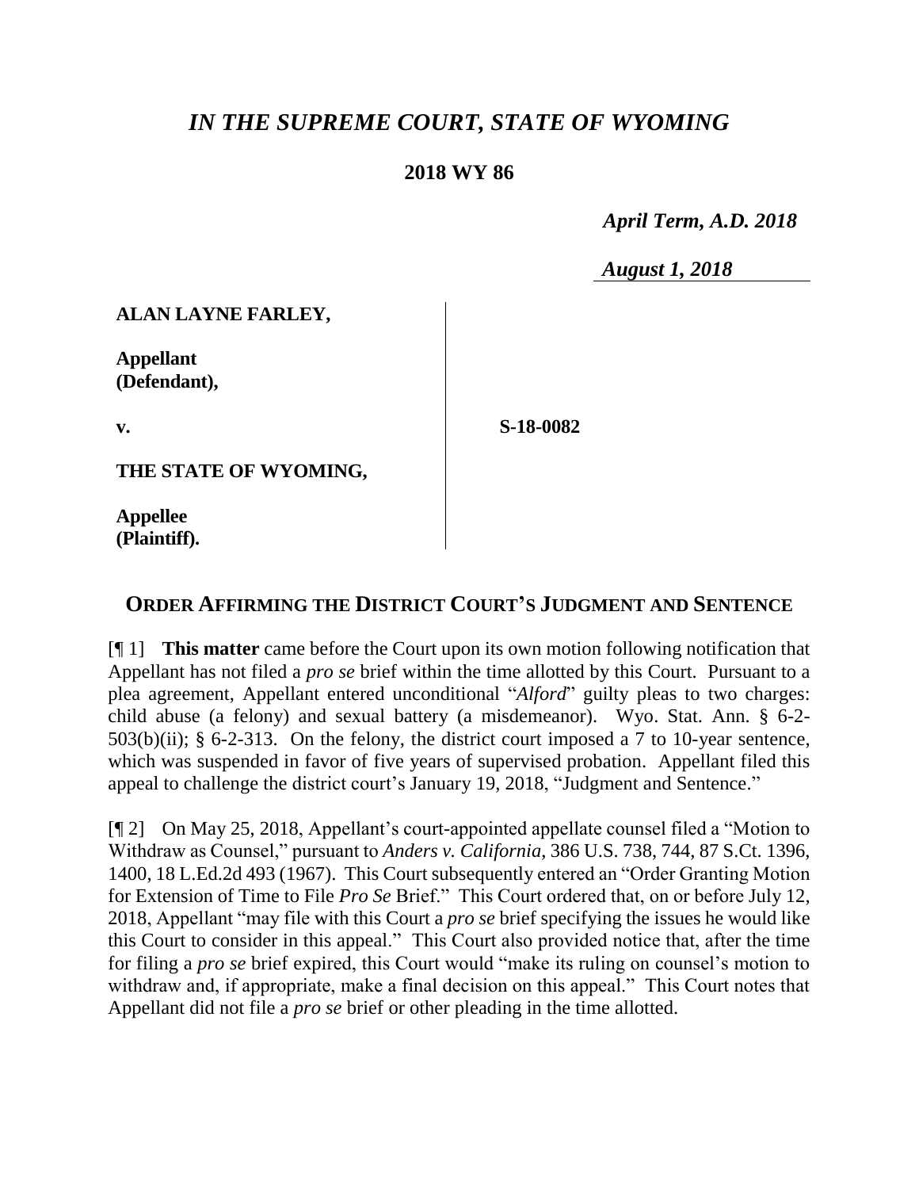# *IN THE SUPREME COURT, STATE OF WYOMING*

**2018 WY 86**

*April Term, A.D. 2018*

*August 1, 2018*

| | |
|---|---|
| **ALAN LAYNE FARLEY,**<br><br>**Appellant (Defendant),**<br><br>**v.**<br><br>**THE STATE OF WYOMING,**<br><br>**Appellee (Plaintiff).** | **S-18-0082** |

## ORDER AFFIRMING THE DISTRICT COURT'S JUDGMENT AND SENTENCE

[¶ 1] **This matter** came before the Court upon its own motion following notification that Appellant has not filed a *pro se* brief within the time allotted by this Court. Pursuant to a plea agreement, Appellant entered unconditional "*Alford*" guilty pleas to two charges: child abuse (a felony) and sexual battery (a misdemeanor). Wyo. Stat. Ann. § 6-2-503(b)(ii); § 6-2-313. On the felony, the district court imposed a 7 to 10-year sentence, which was suspended in favor of five years of supervised probation. Appellant filed this appeal to challenge the district court's January 19, 2018, "Judgment and Sentence."

[¶ 2] On May 25, 2018, Appellant's court-appointed appellate counsel filed a "Motion to Withdraw as Counsel," pursuant to *Anders v. California*, 386 U.S. 738, 744, 87 S.Ct. 1396, 1400, 18 L.Ed.2d 493 (1967). This Court subsequently entered an "Order Granting Motion for Extension of Time to File *Pro Se* Brief." This Court ordered that, on or before July 12, 2018, Appellant "may file with this Court a *pro se* brief specifying the issues he would like this Court to consider in this appeal." This Court also provided notice that, after the time for filing a *pro se* brief expired, this Court would "make its ruling on counsel's motion to withdraw and, if appropriate, make a final decision on this appeal." This Court notes that Appellant did not file a *pro se* brief or other pleading in the time allotted.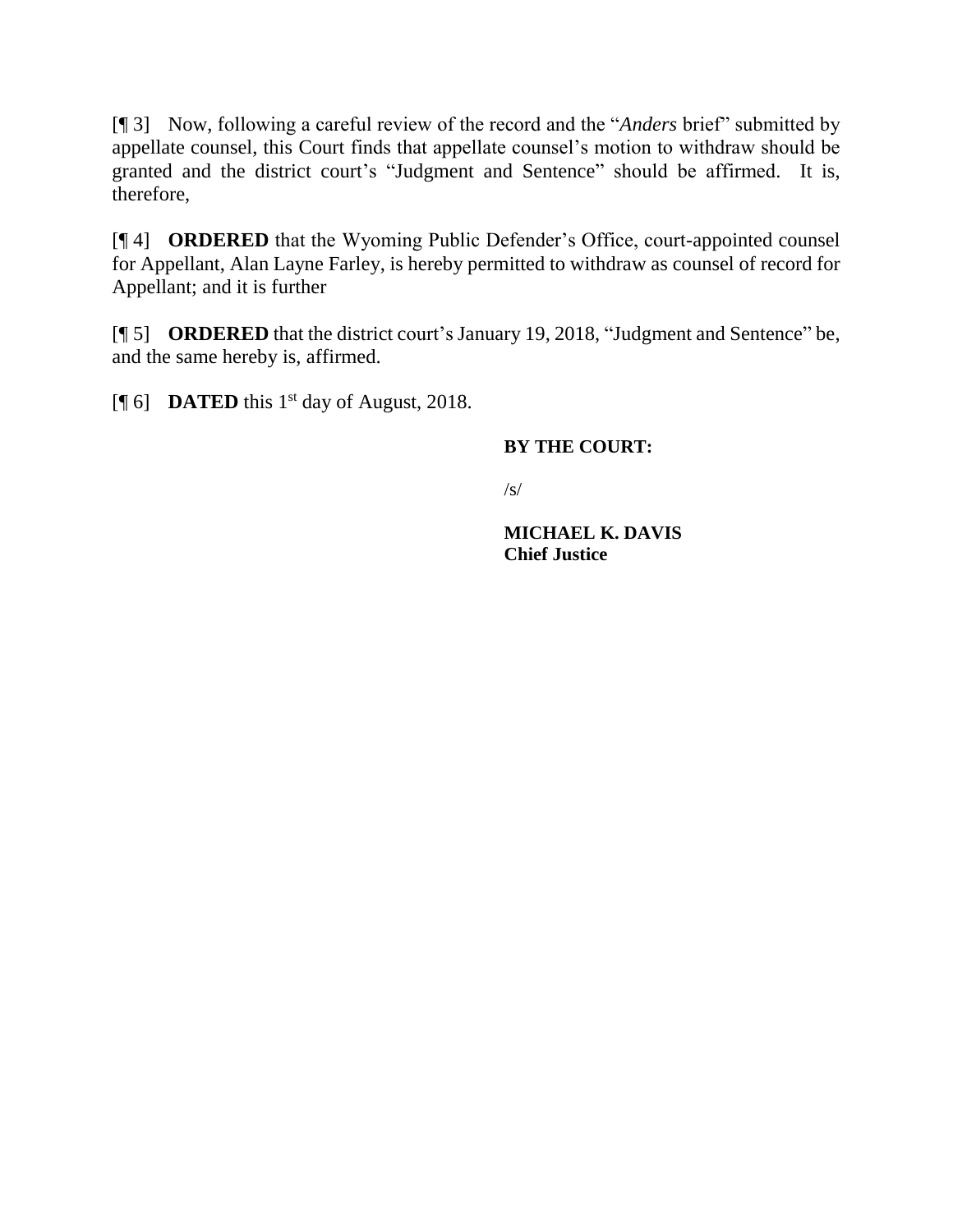[¶ 3] Now, following a careful review of the record and the "*Anders* brief" submitted by appellate counsel, this Court finds that appellate counsel's motion to withdraw should be granted and the district court's "Judgment and Sentence" should be affirmed. It is, therefore,

[¶ 4] **ORDERED** that the Wyoming Public Defender's Office, court-appointed counsel for Appellant, Alan Layne Farley, is hereby permitted to withdraw as counsel of record for Appellant; and it is further

[¶ 5] **ORDERED** that the district court's January 19, 2018, "Judgment and Sentence" be, and the same hereby is, affirmed.

[¶ 6] **DATED** this 1st day of August, 2018.

**BY THE COURT:**

/s/

**MICHAEL K. DAVIS**
**Chief Justice**